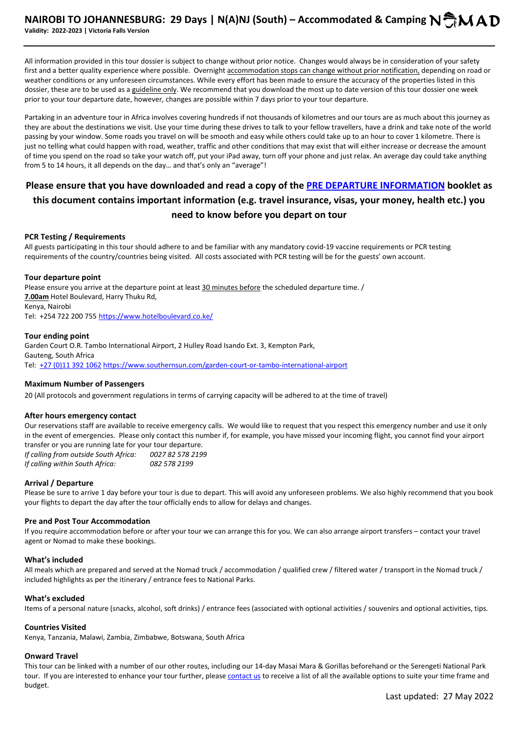# NAIROBI TO JOHANNESBURG: 29 Days | N(A)NJ (South) – Accommodated & Camping

**Validity: 2022-2023 | Victoria Falls Version**

All information provided in this tour dossier is subject to change without prior notice. Changes would always be in consideration of your safety first and a better quality experience where possible. Overnight accommodation stops can change without prior notification, depending on road or weather conditions or any unforeseen circumstances. While every effort has been made to ensure the accuracy of the properties listed in this dossier, these are to be used as a guideline only. We recommend that you download the most up to date version of this tour dossier one week prior to your tour departure date, however, changes are possible within 7 days prior to your tour departure.

Partaking in an adventure tour in Africa involves covering hundreds if not thousands of kilometres and our tours are as much about this journey as they are about the destinations we visit. Use your time during these drives to talk to your fellow travellers, have a drink and take note of the world passing by your window. Some roads you travel on will be smooth and easy while others could take up to an hour to cover 1 kilometre. There is just no telling what could happen with road, weather, traffic and other conditions that may exist that will either increase or decrease the amount of time you spend on the road so take your watch off, put your iPad away, turn off your phone and just relax. An average day could take anything from 5 to 14 hours, it all depends on the day… and that's only an "average"!

## Please ensure that you have downloaded and read a copy of the PRE DEPARTURE INFORMATION booklet as this document contains important information (e.g. travel insurance, visas, your money, health etc.) you need to know before you depart on tour

### PCR Testing / Requirements

All guests participating in this tour should adhere to and be familiar with any mandatory covid-19 vaccine requirements or PCR testing requirements of the country/countries being visited. All costs associated with PCR testing will be for the guests' own account.

### Tour departure point

Please ensure you arrive at the departure point at least 30 minutes before the scheduled departure time. /
**7.00am** Hotel Boulevard, Harry Thuku Rd,
Kenya, Nairobi
Tel: +254 722 200 755 https://www.hotelboulevard.co.ke/

### Tour ending point

Garden Court O.R. Tambo International Airport, 2 Hulley Road Isando Ext. 3, Kempton Park,
Gauteng, South Africa
Tel: +27 (0)11 392 1062 https://www.southernsun.com/garden-court-or-tambo-international-airport

### Maximum Number of Passengers

20 (All protocols and government regulations in terms of carrying capacity will be adhered to at the time of travel)

### After hours emergency contact

Our reservations staff are available to receive emergency calls. We would like to request that you respect this emergency number and use it only in the event of emergencies. Please only contact this number if, for example, you have missed your incoming flight, you cannot find your airport transfer or you are running late for your tour departure.

*If calling from outside South Africa:* *0027 82 578 2199*
*If calling within South Africa:* *082 578 2199*

### Arrival / Departure

Please be sure to arrive 1 day before your tour is due to depart. This will avoid any unforeseen problems. We also highly recommend that you book your flights to depart the day after the tour officially ends to allow for delays and changes.

### Pre and Post Tour Accommodation

If you require accommodation before or after your tour we can arrange this for you. We can also arrange airport transfers – contact your travel agent or Nomad to make these bookings.

### What's included

All meals which are prepared and served at the Nomad truck / accommodation / qualified crew / filtered water / transport in the Nomad truck / included highlights as per the itinerary / entrance fees to National Parks.

### What's excluded

Items of a personal nature (snacks, alcohol, soft drinks) / entrance fees (associated with optional activities / souvenirs and optional activities, tips.

### Countries Visited

Kenya, Tanzania, Malawi, Zambia, Zimbabwe, Botswana, South Africa

### Onward Travel

This tour can be linked with a number of our other routes, including our 14-day Masai Mara & Gorillas beforehand or the Serengeti National Park tour. If you are interested to enhance your tour further, please contact us to receive a list of all the available options to suite your time frame and budget.

Last updated: 27 May 2022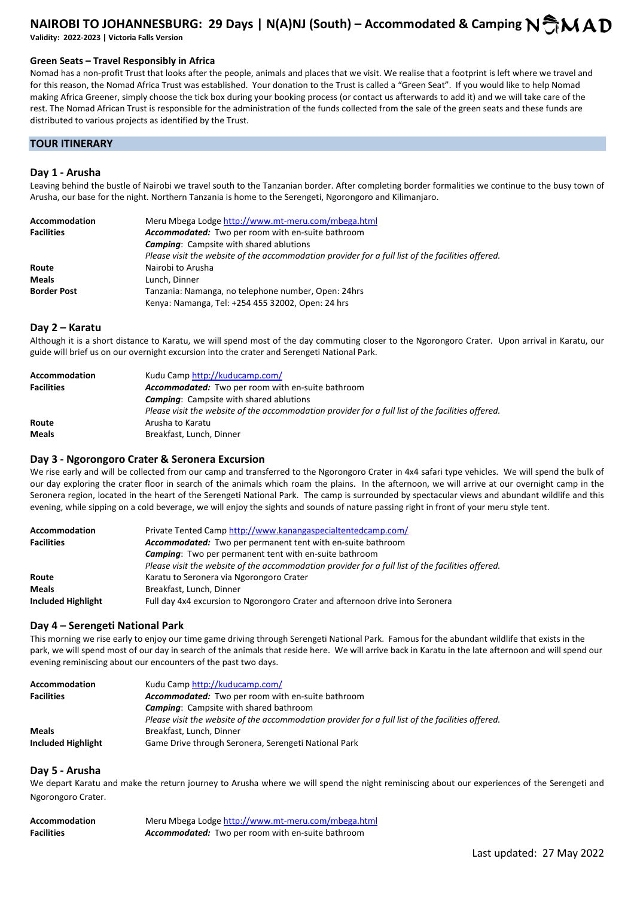# NAIROBI TO JOHANNESBURG: 29 Days | N(A)NJ (South) – Accommodated & Camping

**Validity: 2022-2023 | Victoria Falls Version**

### Green Seats – Travel Responsibly in Africa

Nomad has a non-profit Trust that looks after the people, animals and places that we visit. We realise that a footprint is left where we travel and for this reason, the Nomad Africa Trust was established. Your donation to the Trust is called a "Green Seat". If you would like to help Nomad making Africa Greener, simply choose the tick box during your booking process (or contact us afterwards to add it) and we will take care of the rest. The Nomad African Trust is responsible for the administration of the funds collected from the sale of the green seats and these funds are distributed to various projects as identified by the Trust.

## TOUR ITINERARY

### Day 1 - Arusha

Leaving behind the bustle of Nairobi we travel south to the Tanzanian border. After completing border formalities we continue to the busy town of Arusha, our base for the night. Northern Tanzania is home to the Serengeti, Ngorongoro and Kilimanjaro.

| | |
|---|---|
| **Accommodation** | Meru Mbega Lodge http://www.mt-meru.com/mbega.html |
| **Facilities** | ***Accommodated:*** Two per room with en-suite bathroom<br>***Camping***: Campsite with shared ablutions<br>*Please visit the website of the accommodation provider for a full list of the facilities offered.* |
| **Route** | Nairobi to Arusha |
| **Meals** | Lunch, Dinner |
| **Border Post** | Tanzania: Namanga, no telephone number, Open: 24hrs<br>Kenya: Namanga, Tel: +254 455 32002, Open: 24 hrs |

### Day 2 – Karatu

Although it is a short distance to Karatu, we will spend most of the day commuting closer to the Ngorongoro Crater. Upon arrival in Karatu, our guide will brief us on our overnight excursion into the crater and Serengeti National Park.

| | |
|---|---|
| **Accommodation** | Kudu Camp http://kuducamp.com/ |
| **Facilities** | ***Accommodated:*** Two per room with en-suite bathroom<br>***Camping***: Campsite with shared ablutions<br>*Please visit the website of the accommodation provider for a full list of the facilities offered.* |
| **Route** | Arusha to Karatu |
| **Meals** | Breakfast, Lunch, Dinner |

### Day 3 - Ngorongoro Crater & Seronera Excursion

We rise early and will be collected from our camp and transferred to the Ngorongoro Crater in 4x4 safari type vehicles. We will spend the bulk of our day exploring the crater floor in search of the animals which roam the plains. In the afternoon, we will arrive at our overnight camp in the Seronera region, located in the heart of the Serengeti National Park. The camp is surrounded by spectacular views and abundant wildlife and this evening, while sipping on a cold beverage, we will enjoy the sights and sounds of nature passing right in front of your meru style tent.

| | |
|---|---|
| **Accommodation** | Private Tented Camp http://www.kanangaspecialtentedcamp.com/ |
| **Facilities** | ***Accommodated:*** Two per permanent tent with en-suite bathroom<br>***Camping***: Two per permanent tent with en-suite bathroom<br>*Please visit the website of the accommodation provider for a full list of the facilities offered.* |
| **Route** | Karatu to Seronera via Ngorongoro Crater |
| **Meals** | Breakfast, Lunch, Dinner |
| **Included Highlight** | Full day 4x4 excursion to Ngorongoro Crater and afternoon drive into Seronera |

### Day 4 – Serengeti National Park

This morning we rise early to enjoy our time game driving through Serengeti National Park. Famous for the abundant wildlife that exists in the park, we will spend most of our day in search of the animals that reside here. We will arrive back in Karatu in the late afternoon and will spend our evening reminiscing about our encounters of the past two days.

| | |
|---|---|
| **Accommodation** | Kudu Camp http://kuducamp.com/ |
| **Facilities** | ***Accommodated:*** Two per room with en-suite bathroom<br>***Camping***: Campsite with shared bathroom<br>*Please visit the website of the accommodation provider for a full list of the facilities offered.* |
| **Meals** | Breakfast, Lunch, Dinner |
| **Included Highlight** | Game Drive through Seronera, Serengeti National Park |

### Day 5 - Arusha

We depart Karatu and make the return journey to Arusha where we will spend the night reminiscing about our experiences of the Serengeti and Ngorongoro Crater.

| | |
|---|---|
| **Accommodation** | Meru Mbega Lodge http://www.mt-meru.com/mbega.html |
| **Facilities** | ***Accommodated:*** Two per room with en-suite bathroom |

Last updated: 27 May 2022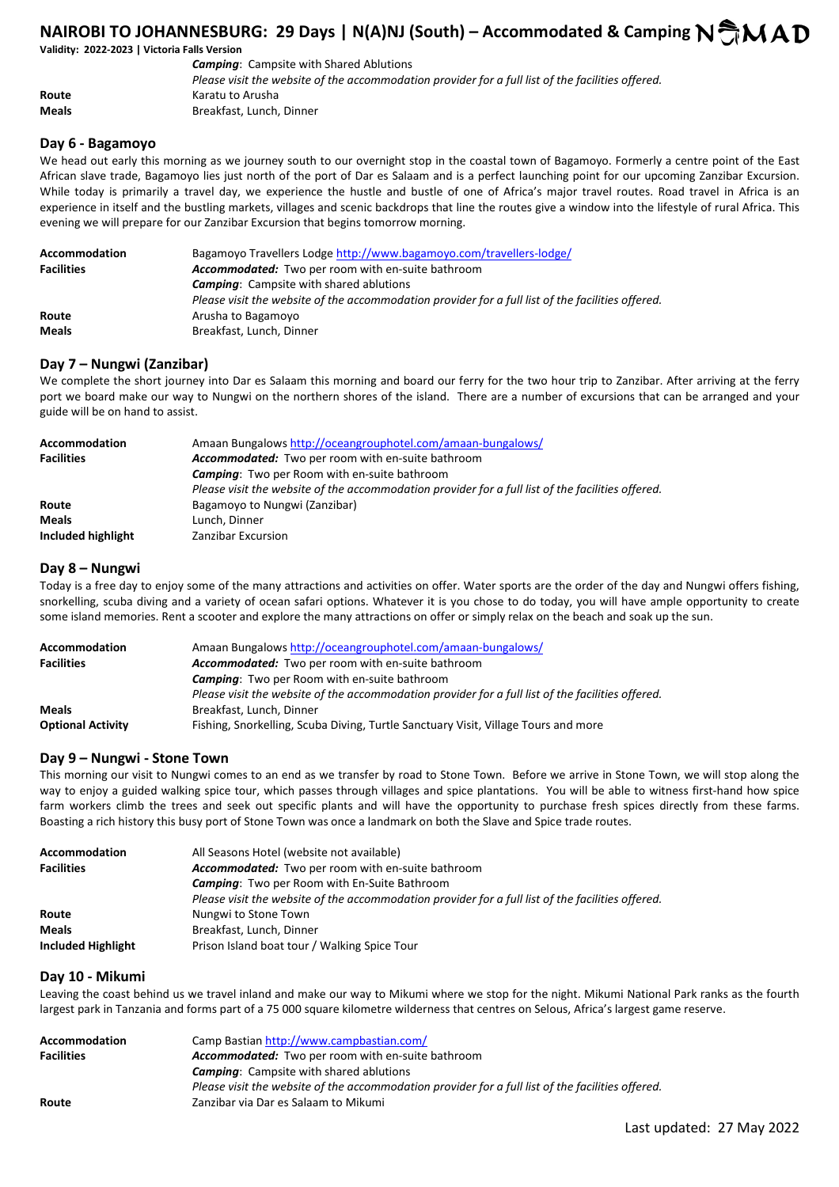| | |
|---|---|
| | ***Camping***: Campsite with Shared Ablutions |
| | *Please visit the website of the accommodation provider for a full list of the facilities offered.* |
| **Route** | Karatu to Arusha |
| **Meals** | Breakfast, Lunch, Dinner |

## Day 6 - Bagamoyo

We head out early this morning as we journey south to our overnight stop in the coastal town of Bagamoyo. Formerly a centre point of the East African slave trade, Bagamoyo lies just north of the port of Dar es Salaam and is a perfect launching point for our upcoming Zanzibar Excursion. While today is primarily a travel day, we experience the hustle and bustle of one of Africa's major travel routes. Road travel in Africa is an experience in itself and the bustling markets, villages and scenic backdrops that line the routes give a window into the lifestyle of rural Africa. This evening we will prepare for our Zanzibar Excursion that begins tomorrow morning.

| | |
|---|---|
| **Accommodation** | Bagamoyo Travellers Lodge http://www.bagamoyo.com/travellers-lodge/ |
| **Facilities** | ***Accommodated:*** Two per room with en-suite bathroom |
| | ***Camping***: Campsite with shared ablutions |
| | *Please visit the website of the accommodation provider for a full list of the facilities offered.* |
| **Route** | Arusha to Bagamoyo |
| **Meals** | Breakfast, Lunch, Dinner |

## Day 7 – Nungwi (Zanzibar)

We complete the short journey into Dar es Salaam this morning and board our ferry for the two hour trip to Zanzibar. After arriving at the ferry port we board make our way to Nungwi on the northern shores of the island. There are a number of excursions that can be arranged and your guide will be on hand to assist.

| | |
|---|---|
| **Accommodation** | Amaan Bungalows http://oceangrouphotel.com/amaan-bungalows/ |
| **Facilities** | ***Accommodated:*** Two per room with en-suite bathroom |
| | ***Camping***: Two per Room with en-suite bathroom |
| | *Please visit the website of the accommodation provider for a full list of the facilities offered.* |
| **Route** | Bagamoyo to Nungwi (Zanzibar) |
| **Meals** | Lunch, Dinner |
| **Included highlight** | Zanzibar Excursion |

## Day 8 – Nungwi

Today is a free day to enjoy some of the many attractions and activities on offer. Water sports are the order of the day and Nungwi offers fishing, snorkelling, scuba diving and a variety of ocean safari options. Whatever it is you chose to do today, you will have ample opportunity to create some island memories. Rent a scooter and explore the many attractions on offer or simply relax on the beach and soak up the sun.

| | |
|---|---|
| **Accommodation** | Amaan Bungalows http://oceangrouphotel.com/amaan-bungalows/ |
| **Facilities** | ***Accommodated:*** Two per room with en-suite bathroom |
| | ***Camping***: Two per Room with en-suite bathroom |
| | *Please visit the website of the accommodation provider for a full list of the facilities offered.* |
| **Meals** | Breakfast, Lunch, Dinner |
| **Optional Activity** | Fishing, Snorkelling, Scuba Diving, Turtle Sanctuary Visit, Village Tours and more |

## Day 9 – Nungwi - Stone Town

This morning our visit to Nungwi comes to an end as we transfer by road to Stone Town. Before we arrive in Stone Town, we will stop along the way to enjoy a guided walking spice tour, which passes through villages and spice plantations. You will be able to witness first-hand how spice farm workers climb the trees and seek out specific plants and will have the opportunity to purchase fresh spices directly from these farms. Boasting a rich history this busy port of Stone Town was once a landmark on both the Slave and Spice trade routes.

| | |
|---|---|
| **Accommodation** | All Seasons Hotel (website not available) |
| **Facilities** | ***Accommodated:*** Two per room with en-suite bathroom |
| | ***Camping***: Two per Room with En-Suite Bathroom |
| | *Please visit the website of the accommodation provider for a full list of the facilities offered.* |
| **Route** | Nungwi to Stone Town |
| **Meals** | Breakfast, Lunch, Dinner |
| **Included Highlight** | Prison Island boat tour / Walking Spice Tour |

## Day 10 - Mikumi

Leaving the coast behind us we travel inland and make our way to Mikumi where we stop for the night. Mikumi National Park ranks as the fourth largest park in Tanzania and forms part of a 75 000 square kilometre wilderness that centres on Selous, Africa's largest game reserve.

| | |
|---|---|
| **Accommodation** | Camp Bastian http://www.campbastian.com/ |
| **Facilities** | ***Accommodated:*** Two per room with en-suite bathroom |
| | ***Camping***: Campsite with shared ablutions |
| | *Please visit the website of the accommodation provider for a full list of the facilities offered.* |
| **Route** | Zanzibar via Dar es Salaam to Mikumi |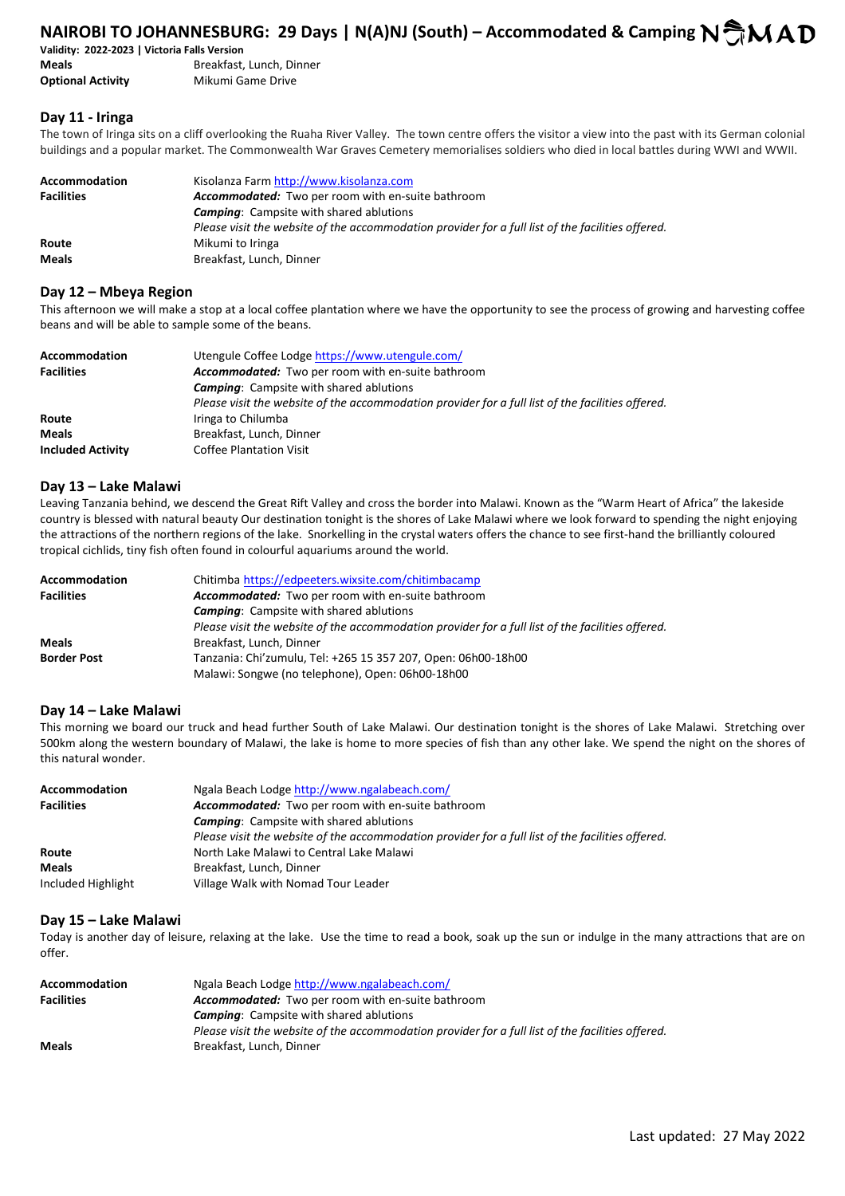**Meals** Breakfast, Lunch, Dinner
**Optional Activity** Mikumi Game Drive

## Day 11 - Iringa

The town of Iringa sits on a cliff overlooking the Ruaha River Valley. The town centre offers the visitor a view into the past with its German colonial buildings and a popular market. The Commonwealth War Graves Cemetery memorialises soldiers who died in local battles during WWI and WWII.

| | |
|---|---|
| **Accommodation** | Kisolanza Farm http://www.kisolanza.com |
| **Facilities** | ***Accommodated:*** Two per room with en-suite bathroom |
| | ***Camping***: Campsite with shared ablutions |
| | *Please visit the website of the accommodation provider for a full list of the facilities offered.* |
| **Route** | Mikumi to Iringa |
| **Meals** | Breakfast, Lunch, Dinner |

## Day 12 – Mbeya Region

This afternoon we will make a stop at a local coffee plantation where we have the opportunity to see the process of growing and harvesting coffee beans and will be able to sample some of the beans.

| | |
|---|---|
| **Accommodation** | Utengule Coffee Lodge https://www.utengule.com/ |
| **Facilities** | ***Accommodated:*** Two per room with en-suite bathroom |
| | ***Camping***: Campsite with shared ablutions |
| | *Please visit the website of the accommodation provider for a full list of the facilities offered.* |
| **Route** | Iringa to Chilumba |
| **Meals** | Breakfast, Lunch, Dinner |
| **Included Activity** | Coffee Plantation Visit |

## Day 13 – Lake Malawi

Leaving Tanzania behind, we descend the Great Rift Valley and cross the border into Malawi. Known as the "Warm Heart of Africa" the lakeside country is blessed with natural beauty Our destination tonight is the shores of Lake Malawi where we look forward to spending the night enjoying the attractions of the northern regions of the lake. Snorkelling in the crystal waters offers the chance to see first-hand the brilliantly coloured tropical cichlids, tiny fish often found in colourful aquariums around the world.

| | |
|---|---|
| **Accommodation** | Chitimba https://edpeeters.wixsite.com/chitimbacamp |
| **Facilities** | ***Accommodated:*** Two per room with en-suite bathroom |
| | ***Camping***: Campsite with shared ablutions |
| | *Please visit the website of the accommodation provider for a full list of the facilities offered.* |
| **Meals** | Breakfast, Lunch, Dinner |
| **Border Post** | Tanzania: Chi'zumulu, Tel: +265 15 357 207, Open: 06h00-18h00 |
| | Malawi: Songwe (no telephone), Open: 06h00-18h00 |

## Day 14 – Lake Malawi

This morning we board our truck and head further South of Lake Malawi. Our destination tonight is the shores of Lake Malawi. Stretching over 500km along the western boundary of Malawi, the lake is home to more species of fish than any other lake. We spend the night on the shores of this natural wonder.

| | |
|---|---|
| **Accommodation** | Ngala Beach Lodge http://www.ngalabeach.com/ |
| **Facilities** | ***Accommodated:*** Two per room with en-suite bathroom |
| | ***Camping***: Campsite with shared ablutions |
| | *Please visit the website of the accommodation provider for a full list of the facilities offered.* |
| **Route** | North Lake Malawi to Central Lake Malawi |
| **Meals** | Breakfast, Lunch, Dinner |
| Included Highlight | Village Walk with Nomad Tour Leader |

## Day 15 – Lake Malawi

Today is another day of leisure, relaxing at the lake. Use the time to read a book, soak up the sun or indulge in the many attractions that are on offer.

| | |
|---|---|
| **Accommodation** | Ngala Beach Lodge http://www.ngalabeach.com/ |
| **Facilities** | ***Accommodated:*** Two per room with en-suite bathroom |
| | ***Camping***: Campsite with shared ablutions |
| | *Please visit the website of the accommodation provider for a full list of the facilities offered.* |
| **Meals** | Breakfast, Lunch, Dinner |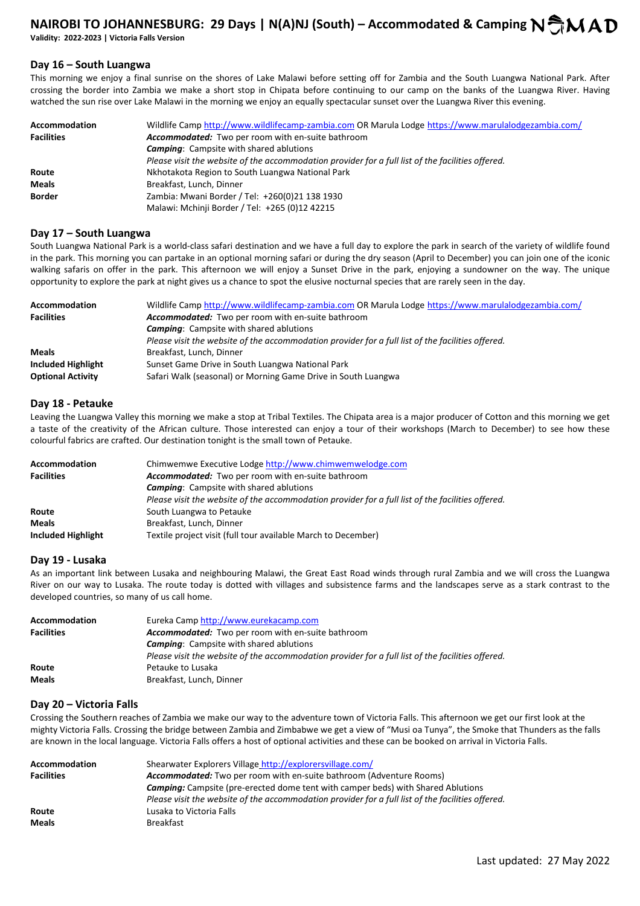## Day 16 – South Luangwa

This morning we enjoy a final sunrise on the shores of Lake Malawi before setting off for Zambia and the South Luangwa National Park. After crossing the border into Zambia we make a short stop in Chipata before continuing to our camp on the banks of the Luangwa River. Having watched the sun rise over Lake Malawi in the morning we enjoy an equally spectacular sunset over the Luangwa River this evening.

| | |
|---|---|
| **Accommodation** | Wildlife Camp http://www.wildlifecamp-zambia.com OR Marula Lodge https://www.marulalodgezambia.com/ |
| **Facilities** | ***Accommodated:*** Two per room with en-suite bathroom<br>***Camping***: Campsite with shared ablutions<br>*Please visit the website of the accommodation provider for a full list of the facilities offered.* |
| **Route** | Nkhotakota Region to South Luangwa National Park |
| **Meals** | Breakfast, Lunch, Dinner |
| **Border** | Zambia: Mwani Border / Tel: +260(0)21 138 1930<br>Malawi: Mchinji Border / Tel: +265 (0)12 42215 |

## Day 17 – South Luangwa

South Luangwa National Park is a world-class safari destination and we have a full day to explore the park in search of the variety of wildlife found in the park. This morning you can partake in an optional morning safari or during the dry season (April to December) you can join one of the iconic walking safaris on offer in the park. This afternoon we will enjoy a Sunset Drive in the park, enjoying a sundowner on the way. The unique opportunity to explore the park at night gives us a chance to spot the elusive nocturnal species that are rarely seen in the day.

| | |
|---|---|
| **Accommodation** | Wildlife Camp http://www.wildlifecamp-zambia.com OR Marula Lodge https://www.marulalodgezambia.com/ |
| **Facilities** | ***Accommodated:*** Two per room with en-suite bathroom<br>***Camping***: Campsite with shared ablutions<br>*Please visit the website of the accommodation provider for a full list of the facilities offered.* |
| **Meals** | Breakfast, Lunch, Dinner |
| **Included Highlight** | Sunset Game Drive in South Luangwa National Park |
| **Optional Activity** | Safari Walk (seasonal) or Morning Game Drive in South Luangwa |

## Day 18 - Petauke

Leaving the Luangwa Valley this morning we make a stop at Tribal Textiles. The Chipata area is a major producer of Cotton and this morning we get a taste of the creativity of the African culture. Those interested can enjoy a tour of their workshops (March to December) to see how these colourful fabrics are crafted. Our destination tonight is the small town of Petauke.

| | |
|---|---|
| **Accommodation** | Chimwemwe Executive Lodge http://www.chimwemwelodge.com |
| **Facilities** | ***Accommodated:*** Two per room with en-suite bathroom<br>***Camping***: Campsite with shared ablutions<br>*Please visit the website of the accommodation provider for a full list of the facilities offered.* |
| **Route** | South Luangwa to Petauke |
| **Meals** | Breakfast, Lunch, Dinner |
| **Included Highlight** | Textile project visit (full tour available March to December) |

## Day 19 - Lusaka

As an important link between Lusaka and neighbouring Malawi, the Great East Road winds through rural Zambia and we will cross the Luangwa River on our way to Lusaka. The route today is dotted with villages and subsistence farms and the landscapes serve as a stark contrast to the developed countries, so many of us call home.

| | |
|---|---|
| **Accommodation** | Eureka Camp http://www.eurekacamp.com |
| **Facilities** | ***Accommodated:*** Two per room with en-suite bathroom<br>***Camping***: Campsite with shared ablutions<br>*Please visit the website of the accommodation provider for a full list of the facilities offered.* |
| **Route** | Petauke to Lusaka |
| **Meals** | Breakfast, Lunch, Dinner |

## Day 20 – Victoria Falls

Crossing the Southern reaches of Zambia we make our way to the adventure town of Victoria Falls. This afternoon we get our first look at the mighty Victoria Falls. Crossing the bridge between Zambia and Zimbabwe we get a view of "Musi oa Tunya", the Smoke that Thunders as the falls are known in the local language. Victoria Falls offers a host of optional activities and these can be booked on arrival in Victoria Falls.

| | |
|---|---|
| **Accommodation** | Shearwater Explorers Village http://explorersvillage.com/ |
| **Facilities** | ***Accommodated:*** Two per room with en-suite bathroom (Adventure Rooms)<br>***Camping:*** Campsite (pre-erected dome tent with camper beds) with Shared Ablutions<br>*Please visit the website of the accommodation provider for a full list of the facilities offered.* |
| **Route** | Lusaka to Victoria Falls |
| **Meals** | Breakfast |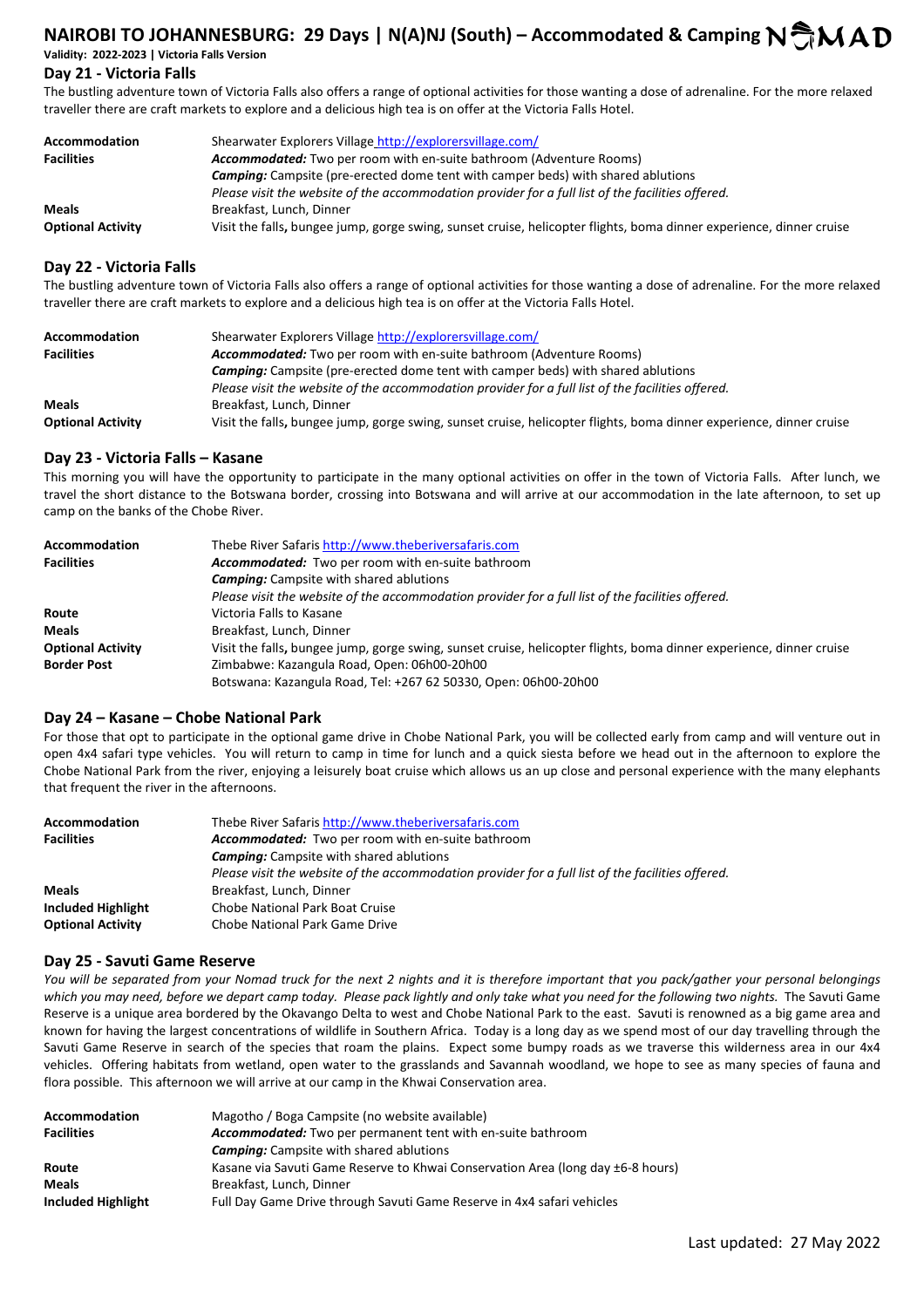## Day 21 - Victoria Falls

The bustling adventure town of Victoria Falls also offers a range of optional activities for those wanting a dose of adrenaline. For the more relaxed traveller there are craft markets to explore and a delicious high tea is on offer at the Victoria Falls Hotel.

| | |
|---|---|
| **Accommodation** | Shearwater Explorers Village http://explorersvillage.com/ |
| **Facilities** | ***Accommodated:*** Two per room with en-suite bathroom (Adventure Rooms) |
| | ***Camping:*** Campsite (pre-erected dome tent with camper beds) with shared ablutions |
| | *Please visit the website of the accommodation provider for a full list of the facilities offered.* |
| **Meals** | Breakfast, Lunch, Dinner |
| **Optional Activity** | Visit the falls, bungee jump, gorge swing, sunset cruise, helicopter flights, boma dinner experience, dinner cruise |

## Day 22 - Victoria Falls

The bustling adventure town of Victoria Falls also offers a range of optional activities for those wanting a dose of adrenaline. For the more relaxed traveller there are craft markets to explore and a delicious high tea is on offer at the Victoria Falls Hotel.

| | |
|---|---|
| **Accommodation** | Shearwater Explorers Village http://explorersvillage.com/ |
| **Facilities** | ***Accommodated:*** Two per room with en-suite bathroom (Adventure Rooms) |
| | ***Camping:*** Campsite (pre-erected dome tent with camper beds) with shared ablutions |
| | *Please visit the website of the accommodation provider for a full list of the facilities offered.* |
| **Meals** | Breakfast, Lunch, Dinner |
| **Optional Activity** | Visit the falls, bungee jump, gorge swing, sunset cruise, helicopter flights, boma dinner experience, dinner cruise |

## Day 23 - Victoria Falls – Kasane

This morning you will have the opportunity to participate in the many optional activities on offer in the town of Victoria Falls. After lunch, we travel the short distance to the Botswana border, crossing into Botswana and will arrive at our accommodation in the late afternoon, to set up camp on the banks of the Chobe River.

| | |
|---|---|
| **Accommodation** | Thebe River Safaris http://www.theberiversafaris.com |
| **Facilities** | ***Accommodated:*** Two per room with en-suite bathroom |
| | ***Camping:*** Campsite with shared ablutions |
| | *Please visit the website of the accommodation provider for a full list of the facilities offered.* |
| **Route** | Victoria Falls to Kasane |
| **Meals** | Breakfast, Lunch, Dinner |
| **Optional Activity** | Visit the falls, bungee jump, gorge swing, sunset cruise, helicopter flights, boma dinner experience, dinner cruise |
| **Border Post** | Zimbabwe: Kazangula Road, Open: 06h00-20h00 |
| | Botswana: Kazangula Road, Tel: +267 62 50330, Open: 06h00-20h00 |

## Day 24 – Kasane – Chobe National Park

For those that opt to participate in the optional game drive in Chobe National Park, you will be collected early from camp and will venture out in open 4x4 safari type vehicles. You will return to camp in time for lunch and a quick siesta before we head out in the afternoon to explore the Chobe National Park from the river, enjoying a leisurely boat cruise which allows us an up close and personal experience with the many elephants that frequent the river in the afternoons.

| | |
|---|---|
| **Accommodation** | Thebe River Safaris http://www.theberiversafaris.com |
| **Facilities** | ***Accommodated:*** Two per room with en-suite bathroom |
| | ***Camping:*** Campsite with shared ablutions |
| | *Please visit the website of the accommodation provider for a full list of the facilities offered.* |
| **Meals** | Breakfast, Lunch, Dinner |
| **Included Highlight** | Chobe National Park Boat Cruise |
| **Optional Activity** | Chobe National Park Game Drive |

## Day 25 - Savuti Game Reserve

*You will be separated from your Nomad truck for the next 2 nights and it is therefore important that you pack/gather your personal belongings which you may need, before we depart camp today. Please pack lightly and only take what you need for the following two nights.* The Savuti Game Reserve is a unique area bordered by the Okavango Delta to west and Chobe National Park to the east. Savuti is renowned as a big game area and known for having the largest concentrations of wildlife in Southern Africa. Today is a long day as we spend most of our day travelling through the Savuti Game Reserve in search of the species that roam the plains. Expect some bumpy roads as we traverse this wilderness area in our 4x4 vehicles. Offering habitats from wetland, open water to the grasslands and Savannah woodland, we hope to see as many species of fauna and flora possible. This afternoon we will arrive at our camp in the Khwai Conservation area.

| | |
|---|---|
| **Accommodation** | Magotho / Boga Campsite (no website available) |
| **Facilities** | ***Accommodated:*** Two per permanent tent with en-suite bathroom |
| | ***Camping:*** Campsite with shared ablutions |
| **Route** | Kasane via Savuti Game Reserve to Khwai Conservation Area (long day ±6-8 hours) |
| **Meals** | Breakfast, Lunch, Dinner |
| **Included Highlight** | Full Day Game Drive through Savuti Game Reserve in 4x4 safari vehicles |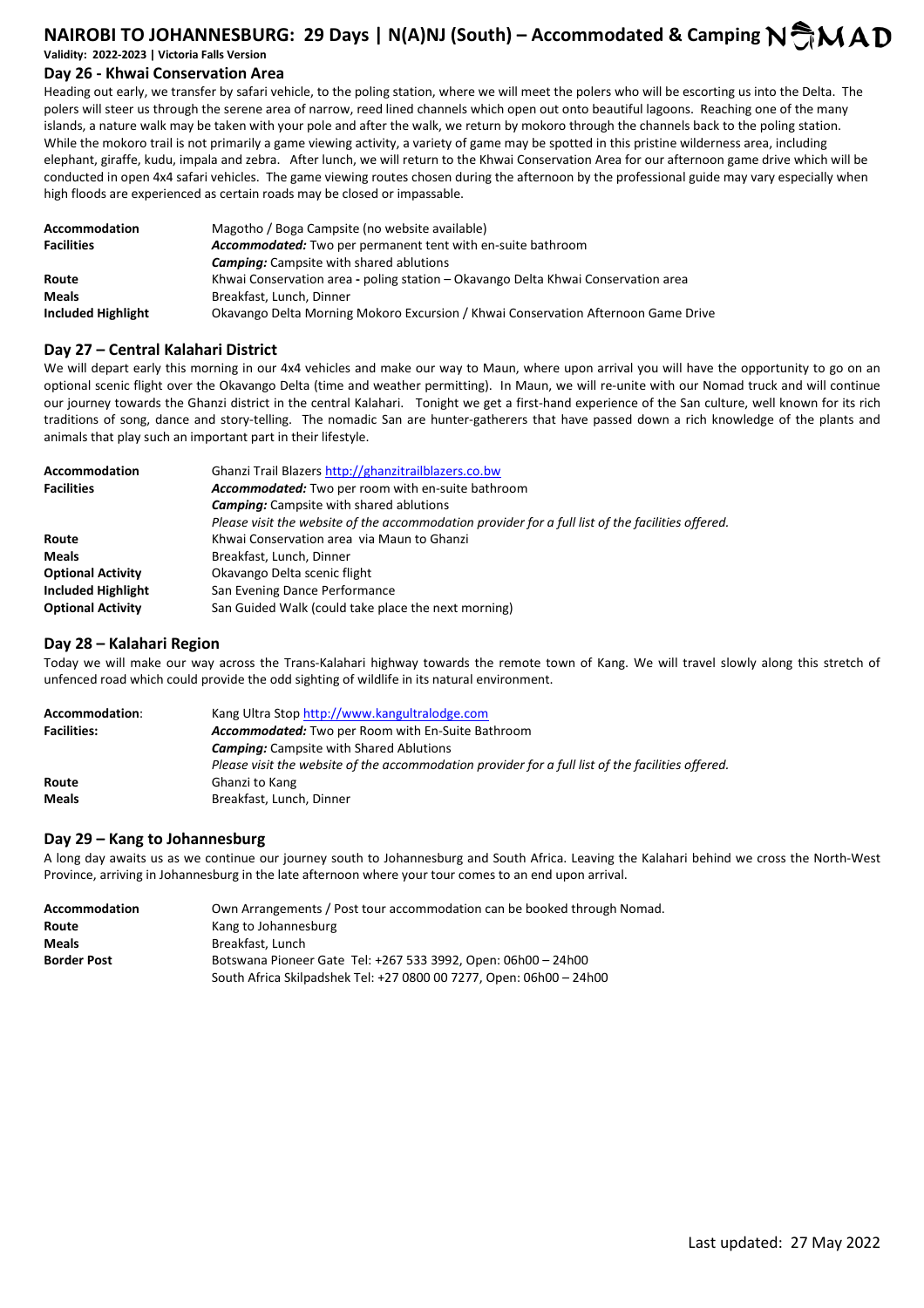## Day 26 - Khwai Conservation Area

Heading out early, we transfer by safari vehicle, to the poling station, where we will meet the polers who will be escorting us into the Delta. The polers will steer us through the serene area of narrow, reed lined channels which open out onto beautiful lagoons. Reaching one of the many islands, a nature walk may be taken with your pole and after the walk, we return by mokoro through the channels back to the poling station. While the mokoro trail is not primarily a game viewing activity, a variety of game may be spotted in this pristine wilderness area, including elephant, giraffe, kudu, impala and zebra. After lunch, we will return to the Khwai Conservation Area for our afternoon game drive which will be conducted in open 4x4 safari vehicles. The game viewing routes chosen during the afternoon by the professional guide may vary especially when high floods are experienced as certain roads may be closed or impassable.

| | |
|---|---|
| **Accommodation** | Magotho / Boga Campsite (no website available) |
| **Facilities** | ***Accommodated:*** Two per permanent tent with en-suite bathroom<br>***Camping:*** Campsite with shared ablutions |
| **Route** | Khwai Conservation area - poling station – Okavango Delta Khwai Conservation area |
| **Meals** | Breakfast, Lunch, Dinner |
| **Included Highlight** | Okavango Delta Morning Mokoro Excursion / Khwai Conservation Afternoon Game Drive |

## Day 27 – Central Kalahari District

We will depart early this morning in our 4x4 vehicles and make our way to Maun, where upon arrival you will have the opportunity to go on an optional scenic flight over the Okavango Delta (time and weather permitting). In Maun, we will re-unite with our Nomad truck and will continue our journey towards the Ghanzi district in the central Kalahari. Tonight we get a first-hand experience of the San culture, well known for its rich traditions of song, dance and story-telling. The nomadic San are hunter-gatherers that have passed down a rich knowledge of the plants and animals that play such an important part in their lifestyle.

| | |
|---|---|
| **Accommodation** | Ghanzi Trail Blazers http://ghanzitrailblazers.co.bw |
| **Facilities** | ***Accommodated:*** Two per room with en-suite bathroom<br>***Camping:*** Campsite with shared ablutions<br>*Please visit the website of the accommodation provider for a full list of the facilities offered.* |
| **Route** | Khwai Conservation area via Maun to Ghanzi |
| **Meals** | Breakfast, Lunch, Dinner |
| **Optional Activity** | Okavango Delta scenic flight |
| **Included Highlight** | San Evening Dance Performance |
| **Optional Activity** | San Guided Walk (could take place the next morning) |

## Day 28 – Kalahari Region

Today we will make our way across the Trans-Kalahari highway towards the remote town of Kang. We will travel slowly along this stretch of unfenced road which could provide the odd sighting of wildlife in its natural environment.

| | |
|---|---|
| **Accommodation**: | Kang Ultra Stop http://www.kangultralodge.com |
| **Facilities:** | ***Accommodated:*** Two per Room with En-Suite Bathroom<br>***Camping:*** Campsite with Shared Ablutions<br>*Please visit the website of the accommodation provider for a full list of the facilities offered.* |
| **Route** | Ghanzi to Kang |
| **Meals** | Breakfast, Lunch, Dinner |

## Day 29 – Kang to Johannesburg

A long day awaits us as we continue our journey south to Johannesburg and South Africa. Leaving the Kalahari behind we cross the North-West Province, arriving in Johannesburg in the late afternoon where your tour comes to an end upon arrival.

| | |
|---|---|
| **Accommodation** | Own Arrangements / Post tour accommodation can be booked through Nomad. |
| **Route** | Kang to Johannesburg |
| **Meals** | Breakfast, Lunch |
| **Border Post** | Botswana Pioneer Gate Tel: +267 533 3992, Open: 06h00 – 24h00<br>South Africa Skilpadshek Tel: +27 0800 00 7277, Open: 06h00 – 24h00 |

Last updated: 27 May 2022